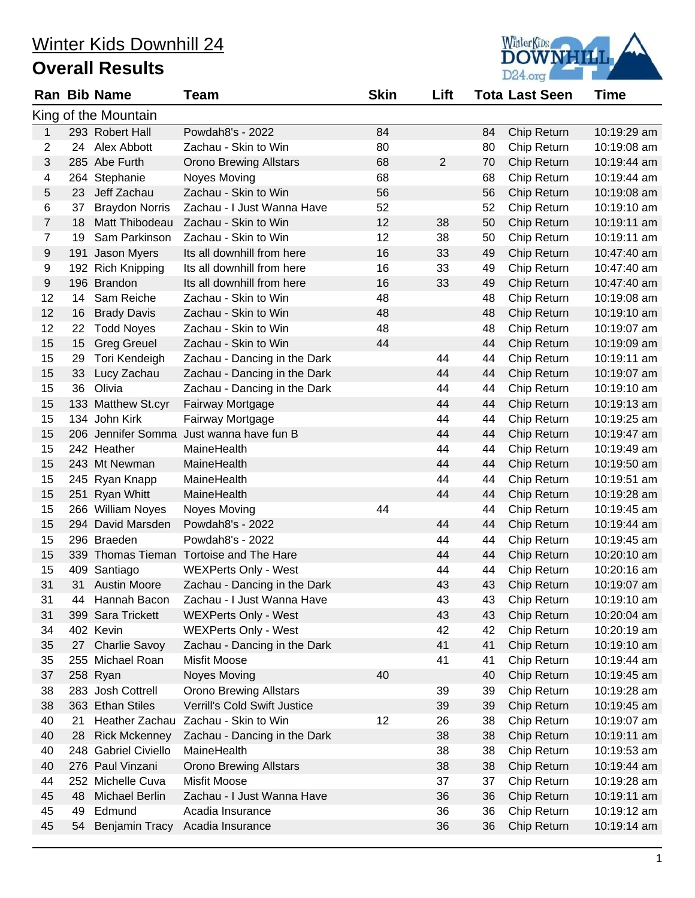# Winter Kids Downhill 24

## Overall Results

| Ran | Bib | Name | Team | Skin | Lift | Tota | Last Seen | Time |
|---|---|---|---|---|---|---|---|---|
| **King of the Mountain** | | | | | | | | |
| 1 | 293 | Robert Hall | Powdah8's - 2022 | 84 | | 84 | Chip Return | 10:19:29 am |
| 2 | 24 | Alex Abbott | Zachau - Skin to Win | 80 | | 80 | Chip Return | 10:19:08 am |
| 3 | 285 | Abe Furth | Orono Brewing Allstars | 68 | 2 | 70 | Chip Return | 10:19:44 am |
| 4 | 264 | Stephanie | Noyes Moving | 68 | | 68 | Chip Return | 10:19:44 am |
| 5 | 23 | Jeff Zachau | Zachau - Skin to Win | 56 | | 56 | Chip Return | 10:19:08 am |
| 6 | 37 | Braydon Norris | Zachau - I Just Wanna Have | 52 | | 52 | Chip Return | 10:19:10 am |
| 7 | 18 | Matt Thibodeau | Zachau - Skin to Win | 12 | 38 | 50 | Chip Return | 10:19:11 am |
| 7 | 19 | Sam Parkinson | Zachau - Skin to Win | 12 | 38 | 50 | Chip Return | 10:19:11 am |
| 9 | 191 | Jason Myers | Its all downhill from here | 16 | 33 | 49 | Chip Return | 10:47:40 am |
| 9 | 192 | Rich Knipping | Its all downhill from here | 16 | 33 | 49 | Chip Return | 10:47:40 am |
| 9 | 196 | Brandon | Its all downhill from here | 16 | 33 | 49 | Chip Return | 10:47:40 am |
| 12 | 14 | Sam Reiche | Zachau - Skin to Win | 48 | | 48 | Chip Return | 10:19:08 am |
| 12 | 16 | Brady Davis | Zachau - Skin to Win | 48 | | 48 | Chip Return | 10:19:10 am |
| 12 | 22 | Todd Noyes | Zachau - Skin to Win | 48 | | 48 | Chip Return | 10:19:07 am |
| 15 | 15 | Greg Greuel | Zachau - Skin to Win | 44 | | 44 | Chip Return | 10:19:09 am |
| 15 | 29 | Tori Kendeigh | Zachau - Dancing in the Dark | | 44 | 44 | Chip Return | 10:19:11 am |
| 15 | 33 | Lucy Zachau | Zachau - Dancing in the Dark | | 44 | 44 | Chip Return | 10:19:07 am |
| 15 | 36 | Olivia | Zachau - Dancing in the Dark | | 44 | 44 | Chip Return | 10:19:10 am |
| 15 | 133 | Matthew St.cyr | Fairway Mortgage | | 44 | 44 | Chip Return | 10:19:13 am |
| 15 | 134 | John Kirk | Fairway Mortgage | | 44 | 44 | Chip Return | 10:19:25 am |
| 15 | 206 | Jennifer Somma | Just wanna have fun B | | 44 | 44 | Chip Return | 10:19:47 am |
| 15 | 242 | Heather | MaineHealth | | 44 | 44 | Chip Return | 10:19:49 am |
| 15 | 243 | Mt Newman | MaineHealth | | 44 | 44 | Chip Return | 10:19:50 am |
| 15 | 245 | Ryan Knapp | MaineHealth | | 44 | 44 | Chip Return | 10:19:51 am |
| 15 | 251 | Ryan Whitt | MaineHealth | | 44 | 44 | Chip Return | 10:19:28 am |
| 15 | 266 | William Noyes | Noyes Moving | 44 | | 44 | Chip Return | 10:19:45 am |
| 15 | 294 | David Marsden | Powdah8's - 2022 | | 44 | 44 | Chip Return | 10:19:44 am |
| 15 | 296 | Braeden | Powdah8's - 2022 | | 44 | 44 | Chip Return | 10:19:45 am |
| 15 | 339 | Thomas Tieman | Tortoise and The Hare | | 44 | 44 | Chip Return | 10:20:10 am |
| 15 | 409 | Santiago | WEXPerts Only - West | | 44 | 44 | Chip Return | 10:20:16 am |
| 31 | 31 | Austin Moore | Zachau - Dancing in the Dark | | 43 | 43 | Chip Return | 10:19:07 am |
| 31 | 44 | Hannah Bacon | Zachau - I Just Wanna Have | | 43 | 43 | Chip Return | 10:19:10 am |
| 31 | 399 | Sara Trickett | WEXPerts Only - West | | 43 | 43 | Chip Return | 10:20:04 am |
| 34 | 402 | Kevin | WEXPerts Only - West | | 42 | 42 | Chip Return | 10:20:19 am |
| 35 | 27 | Charlie Savoy | Zachau - Dancing in the Dark | | 41 | 41 | Chip Return | 10:19:10 am |
| 35 | 255 | Michael Roan | Misfit Moose | | 41 | 41 | Chip Return | 10:19:44 am |
| 37 | 258 | Ryan | Noyes Moving | 40 | | 40 | Chip Return | 10:19:45 am |
| 38 | 283 | Josh Cottrell | Orono Brewing Allstars | | 39 | 39 | Chip Return | 10:19:28 am |
| 38 | 363 | Ethan Stiles | Verrill's Cold Swift Justice | | 39 | 39 | Chip Return | 10:19:45 am |
| 40 | 21 | Heather Zachau | Zachau - Skin to Win | 12 | 26 | 38 | Chip Return | 10:19:07 am |
| 40 | 28 | Rick Mckenney | Zachau - Dancing in the Dark | | 38 | 38 | Chip Return | 10:19:11 am |
| 40 | 248 | Gabriel Civiello | MaineHealth | | 38 | 38 | Chip Return | 10:19:53 am |
| 40 | 276 | Paul Vinzani | Orono Brewing Allstars | | 38 | 38 | Chip Return | 10:19:44 am |
| 44 | 252 | Michelle Cuva | Misfit Moose | | 37 | 37 | Chip Return | 10:19:28 am |
| 45 | 48 | Michael Berlin | Zachau - I Just Wanna Have | | 36 | 36 | Chip Return | 10:19:11 am |
| 45 | 49 | Edmund | Acadia Insurance | | 36 | 36 | Chip Return | 10:19:12 am |
| 45 | 54 | Benjamin Tracy | Acadia Insurance | | 36 | 36 | Chip Return | 10:19:14 am |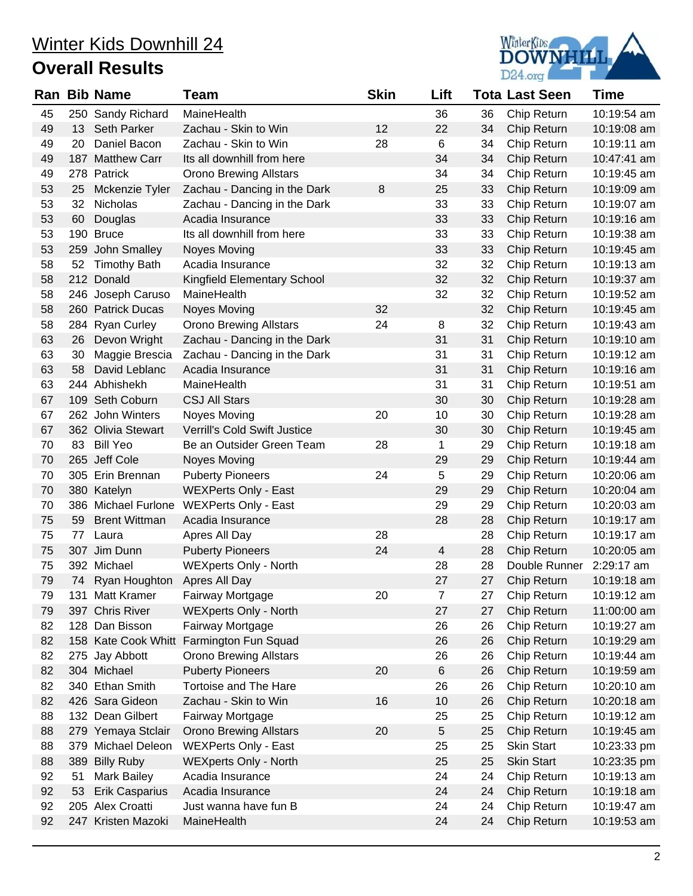# Winter Kids Downhill 24

## Overall Results

| Ran | Bib | Name | Team | Skin | Lift | Tota | Last Seen | Time |
|---|---|---|---|---|---|---|---|---|
| 45 | 250 | Sandy Richard | MaineHealth | | 36 | 36 | Chip Return | 10:19:54 am |
| 49 | 13 | Seth Parker | Zachau - Skin to Win | 12 | 22 | 34 | Chip Return | 10:19:08 am |
| 49 | 20 | Daniel Bacon | Zachau - Skin to Win | 28 | 6 | 34 | Chip Return | 10:19:11 am |
| 49 | 187 | Matthew Carr | Its all downhill from here | | 34 | 34 | Chip Return | 10:47:41 am |
| 49 | 278 | Patrick | Orono Brewing Allstars | | 34 | 34 | Chip Return | 10:19:45 am |
| 53 | 25 | Mckenzie Tyler | Zachau - Dancing in the Dark | 8 | 25 | 33 | Chip Return | 10:19:09 am |
| 53 | 32 | Nicholas | Zachau - Dancing in the Dark | | 33 | 33 | Chip Return | 10:19:07 am |
| 53 | 60 | Douglas | Acadia Insurance | | 33 | 33 | Chip Return | 10:19:16 am |
| 53 | 190 | Bruce | Its all downhill from here | | 33 | 33 | Chip Return | 10:19:38 am |
| 53 | 259 | John Smalley | Noyes Moving | | 33 | 33 | Chip Return | 10:19:45 am |
| 58 | 52 | Timothy Bath | Acadia Insurance | | 32 | 32 | Chip Return | 10:19:13 am |
| 58 | 212 | Donald | Kingfield Elementary School | | 32 | 32 | Chip Return | 10:19:37 am |
| 58 | 246 | Joseph Caruso | MaineHealth | | 32 | 32 | Chip Return | 10:19:52 am |
| 58 | 260 | Patrick Ducas | Noyes Moving | 32 | | 32 | Chip Return | 10:19:45 am |
| 58 | 284 | Ryan Curley | Orono Brewing Allstars | 24 | 8 | 32 | Chip Return | 10:19:43 am |
| 63 | 26 | Devon Wright | Zachau - Dancing in the Dark | | 31 | 31 | Chip Return | 10:19:10 am |
| 63 | 30 | Maggie Brescia | Zachau - Dancing in the Dark | | 31 | 31 | Chip Return | 10:19:12 am |
| 63 | 58 | David Leblanc | Acadia Insurance | | 31 | 31 | Chip Return | 10:19:16 am |
| 63 | 244 | Abhishekh | MaineHealth | | 31 | 31 | Chip Return | 10:19:51 am |
| 67 | 109 | Seth Coburn | CSJ All Stars | | 30 | 30 | Chip Return | 10:19:28 am |
| 67 | 262 | John Winters | Noyes Moving | 20 | 10 | 30 | Chip Return | 10:19:28 am |
| 67 | 362 | Olivia Stewart | Verrill's Cold Swift Justice | | 30 | 30 | Chip Return | 10:19:45 am |
| 70 | 83 | Bill Yeo | Be an Outsider Green Team | 28 | 1 | 29 | Chip Return | 10:19:18 am |
| 70 | 265 | Jeff Cole | Noyes Moving | | 29 | 29 | Chip Return | 10:19:44 am |
| 70 | 305 | Erin Brennan | Puberty Pioneers | 24 | 5 | 29 | Chip Return | 10:20:06 am |
| 70 | 380 | Katelyn | WEXPerts Only - East | | 29 | 29 | Chip Return | 10:20:04 am |
| 70 | 386 | Michael Furlone | WEXPerts Only - East | | 29 | 29 | Chip Return | 10:20:03 am |
| 75 | 59 | Brent Wittman | Acadia Insurance | | 28 | 28 | Chip Return | 10:19:17 am |
| 75 | 77 | Laura | Apres All Day | 28 | | 28 | Chip Return | 10:19:17 am |
| 75 | 307 | Jim Dunn | Puberty Pioneers | 24 | 4 | 28 | Chip Return | 10:20:05 am |
| 75 | 392 | Michael | WEXperts Only - North | | 28 | 28 | Double Runner | 2:29:17 am |
| 79 | 74 | Ryan Houghton | Apres All Day | | 27 | 27 | Chip Return | 10:19:18 am |
| 79 | 131 | Matt Kramer | Fairway Mortgage | 20 | 7 | 27 | Chip Return | 10:19:12 am |
| 79 | 397 | Chris River | WEXperts Only - North | | 27 | 27 | Chip Return | 11:00:00 am |
| 82 | 128 | Dan Bisson | Fairway Mortgage | | 26 | 26 | Chip Return | 10:19:27 am |
| 82 | 158 | Kate Cook Whitt | Farmington Fun Squad | | 26 | 26 | Chip Return | 10:19:29 am |
| 82 | 275 | Jay Abbott | Orono Brewing Allstars | | 26 | 26 | Chip Return | 10:19:44 am |
| 82 | 304 | Michael | Puberty Pioneers | 20 | 6 | 26 | Chip Return | 10:19:59 am |
| 82 | 340 | Ethan Smith | Tortoise and The Hare | | 26 | 26 | Chip Return | 10:20:10 am |
| 82 | 426 | Sara Gideon | Zachau - Skin to Win | 16 | 10 | 26 | Chip Return | 10:20:18 am |
| 88 | 132 | Dean Gilbert | Fairway Mortgage | | 25 | 25 | Chip Return | 10:19:12 am |
| 88 | 279 | Yemaya Stclair | Orono Brewing Allstars | 20 | 5 | 25 | Chip Return | 10:19:45 am |
| 88 | 379 | Michael Deleon | WEXperts Only - East | | 25 | 25 | Skin Start | 10:23:33 pm |
| 88 | 389 | Billy Ruby | WEXperts Only - North | | 25 | 25 | Skin Start | 10:23:35 pm |
| 92 | 51 | Mark Bailey | Acadia Insurance | | 24 | 24 | Chip Return | 10:19:13 am |
| 92 | 53 | Erik Casparius | Acadia Insurance | | 24 | 24 | Chip Return | 10:19:18 am |
| 92 | 205 | Alex Croatti | Just wanna have fun B | | 24 | 24 | Chip Return | 10:19:47 am |
| 92 | 247 | Kristen Mazoki | MaineHealth | | 24 | 24 | Chip Return | 10:19:53 am |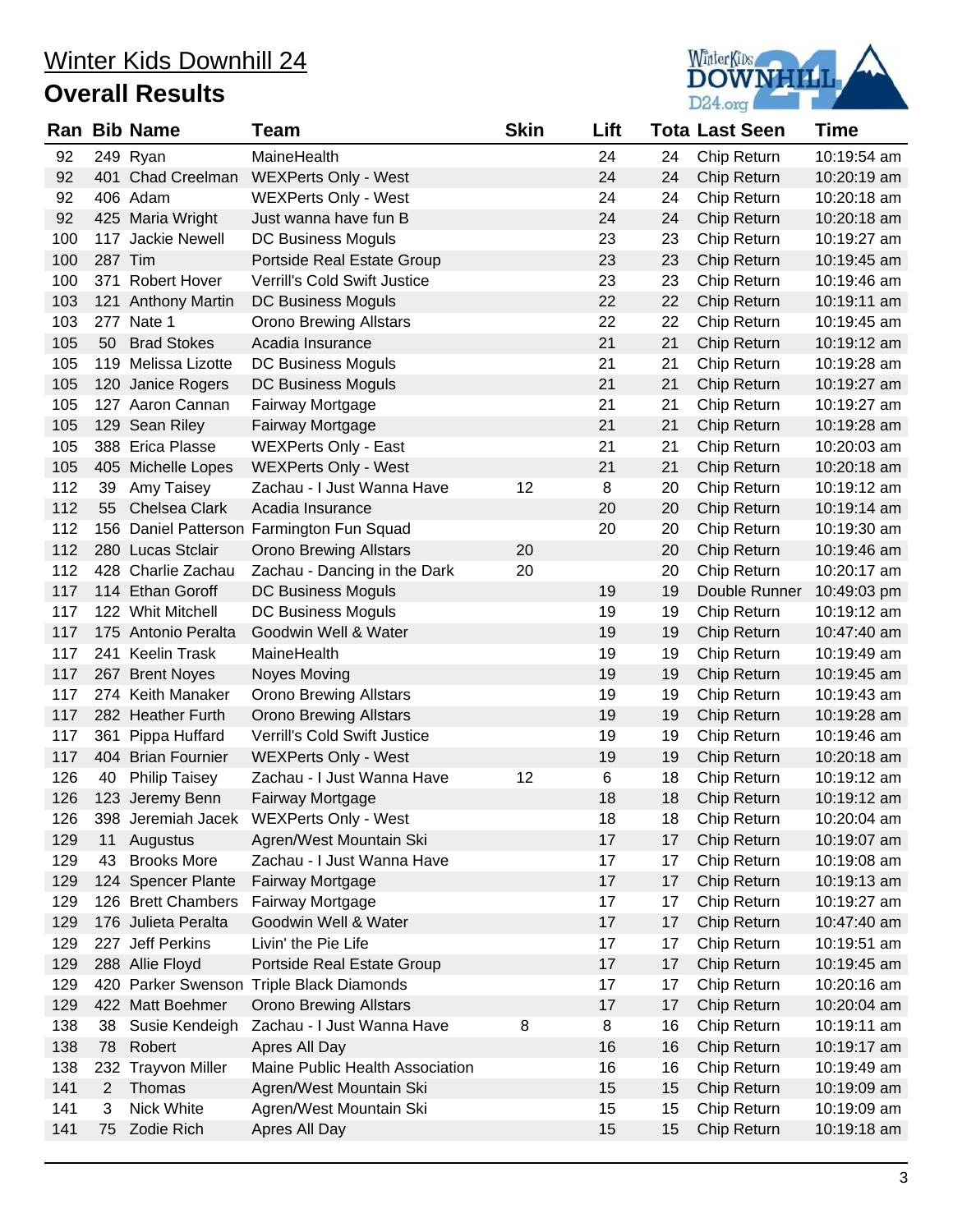# Winter Kids Downhill 24

## Overall Results

| Ran | Bib | Name | Team | Skin | Lift | Tota | Last Seen | Time |
|---|---|---|---|---|---|---|---|---|
| 92 | 249 | Ryan | MaineHealth | | 24 | 24 | Chip Return | 10:19:54 am |
| 92 | 401 | Chad Creelman | WEXPerts Only - West | | 24 | 24 | Chip Return | 10:20:19 am |
| 92 | 406 | Adam | WEXPerts Only - West | | 24 | 24 | Chip Return | 10:20:18 am |
| 92 | 425 | Maria Wright | Just wanna have fun B | | 24 | 24 | Chip Return | 10:20:18 am |
| 100 | 117 | Jackie Newell | DC Business Moguls | | 23 | 23 | Chip Return | 10:19:27 am |
| 100 | 287 | Tim | Portside Real Estate Group | | 23 | 23 | Chip Return | 10:19:45 am |
| 100 | 371 | Robert Hover | Verrill's Cold Swift Justice | | 23 | 23 | Chip Return | 10:19:46 am |
| 103 | 121 | Anthony Martin | DC Business Moguls | | 22 | 22 | Chip Return | 10:19:11 am |
| 103 | 277 | Nate 1 | Orono Brewing Allstars | | 22 | 22 | Chip Return | 10:19:45 am |
| 105 | 50 | Brad Stokes | Acadia Insurance | | 21 | 21 | Chip Return | 10:19:12 am |
| 105 | 119 | Melissa Lizotte | DC Business Moguls | | 21 | 21 | Chip Return | 10:19:28 am |
| 105 | 120 | Janice Rogers | DC Business Moguls | | 21 | 21 | Chip Return | 10:19:27 am |
| 105 | 127 | Aaron Cannan | Fairway Mortgage | | 21 | 21 | Chip Return | 10:19:27 am |
| 105 | 129 | Sean Riley | Fairway Mortgage | | 21 | 21 | Chip Return | 10:19:28 am |
| 105 | 388 | Erica Plasse | WEXPerts Only - East | | 21 | 21 | Chip Return | 10:20:03 am |
| 105 | 405 | Michelle Lopes | WEXPerts Only - West | | 21 | 21 | Chip Return | 10:20:18 am |
| 112 | 39 | Amy Taisey | Zachau - I Just Wanna Have | 12 | 8 | 20 | Chip Return | 10:19:12 am |
| 112 | 55 | Chelsea Clark | Acadia Insurance | | 20 | 20 | Chip Return | 10:19:14 am |
| 112 | 156 | Daniel Patterson | Farmington Fun Squad | | 20 | 20 | Chip Return | 10:19:30 am |
| 112 | 280 | Lucas Stclair | Orono Brewing Allstars | 20 | | 20 | Chip Return | 10:19:46 am |
| 112 | 428 | Charlie Zachau | Zachau - Dancing in the Dark | 20 | | 20 | Chip Return | 10:20:17 am |
| 117 | 114 | Ethan Goroff | DC Business Moguls | | 19 | 19 | Double Runner | 10:49:03 pm |
| 117 | 122 | Whit Mitchell | DC Business Moguls | | 19 | 19 | Chip Return | 10:19:12 am |
| 117 | 175 | Antonio Peralta | Goodwin Well & Water | | 19 | 19 | Chip Return | 10:47:40 am |
| 117 | 241 | Keelin Trask | MaineHealth | | 19 | 19 | Chip Return | 10:19:49 am |
| 117 | 267 | Brent Noyes | Noyes Moving | | 19 | 19 | Chip Return | 10:19:45 am |
| 117 | 274 | Keith Manaker | Orono Brewing Allstars | | 19 | 19 | Chip Return | 10:19:43 am |
| 117 | 282 | Heather Furth | Orono Brewing Allstars | | 19 | 19 | Chip Return | 10:19:28 am |
| 117 | 361 | Pippa Huffard | Verrill's Cold Swift Justice | | 19 | 19 | Chip Return | 10:19:46 am |
| 117 | 404 | Brian Fournier | WEXPerts Only - West | | 19 | 19 | Chip Return | 10:20:18 am |
| 126 | 40 | Philip Taisey | Zachau - I Just Wanna Have | 12 | 6 | 18 | Chip Return | 10:19:12 am |
| 126 | 123 | Jeremy Benn | Fairway Mortgage | | 18 | 18 | Chip Return | 10:19:12 am |
| 126 | 398 | Jeremiah Jacek | WEXPerts Only - West | | 18 | 18 | Chip Return | 10:20:04 am |
| 129 | 11 | Augustus | Agren/West Mountain Ski | | 17 | 17 | Chip Return | 10:19:07 am |
| 129 | 43 | Brooks More | Zachau - I Just Wanna Have | | 17 | 17 | Chip Return | 10:19:08 am |
| 129 | 124 | Spencer Plante | Fairway Mortgage | | 17 | 17 | Chip Return | 10:19:13 am |
| 129 | 126 | Brett Chambers | Fairway Mortgage | | 17 | 17 | Chip Return | 10:19:27 am |
| 129 | 176 | Julieta Peralta | Goodwin Well & Water | | 17 | 17 | Chip Return | 10:47:40 am |
| 129 | 227 | Jeff Perkins | Livin' the Pie Life | | 17 | 17 | Chip Return | 10:19:51 am |
| 129 | 288 | Allie Floyd | Portside Real Estate Group | | 17 | 17 | Chip Return | 10:19:45 am |
| 129 | 420 | Parker Swenson | Triple Black Diamonds | | 17 | 17 | Chip Return | 10:20:16 am |
| 129 | 422 | Matt Boehmer | Orono Brewing Allstars | | 17 | 17 | Chip Return | 10:20:04 am |
| 138 | 38 | Susie Kendeigh | Zachau - I Just Wanna Have | 8 | 8 | 16 | Chip Return | 10:19:11 am |
| 138 | 78 | Robert | Apres All Day | | 16 | 16 | Chip Return | 10:19:17 am |
| 138 | 232 | Trayvon Miller | Maine Public Health Association | | 16 | 16 | Chip Return | 10:19:49 am |
| 141 | 2 | Thomas | Agren/West Mountain Ski | | 15 | 15 | Chip Return | 10:19:09 am |
| 141 | 3 | Nick White | Agren/West Mountain Ski | | 15 | 15 | Chip Return | 10:19:09 am |
| 141 | 75 | Zodie Rich | Apres All Day | | 15 | 15 | Chip Return | 10:19:18 am |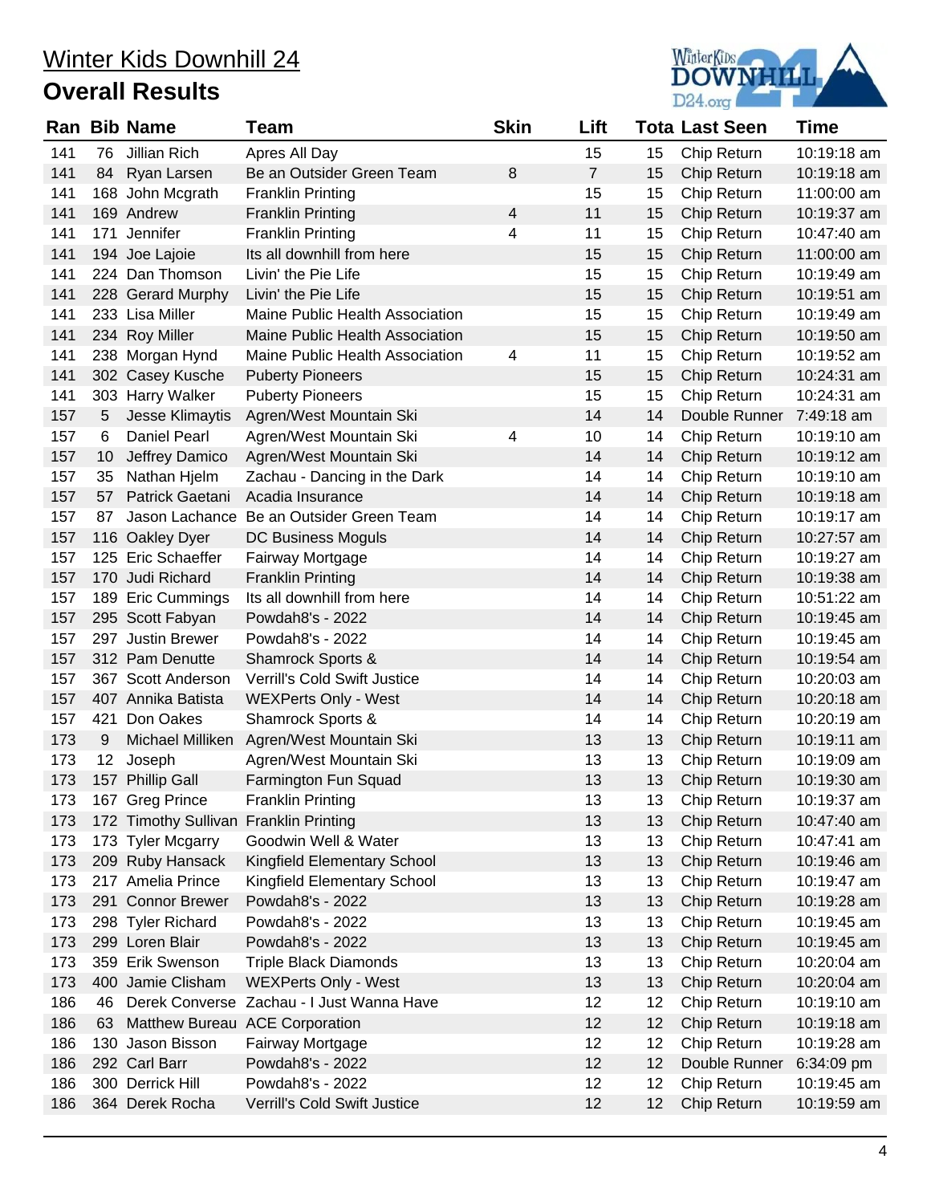# Winter Kids Downhill 24

## Overall Results

| Ran | Bib | Name | Team | Skin | Lift | Tota | Last Seen | Time |
|---|---|---|---|---|---|---|---|---|
| 141 | 76 | Jillian Rich | Apres All Day | | 15 | 15 | Chip Return | 10:19:18 am |
| 141 | 84 | Ryan Larsen | Be an Outsider Green Team | 8 | 7 | 15 | Chip Return | 10:19:18 am |
| 141 | 168 | John Mcgrath | Franklin Printing | | 15 | 15 | Chip Return | 11:00:00 am |
| 141 | 169 | Andrew | Franklin Printing | 4 | 11 | 15 | Chip Return | 10:19:37 am |
| 141 | 171 | Jennifer | Franklin Printing | 4 | 11 | 15 | Chip Return | 10:47:40 am |
| 141 | 194 | Joe Lajoie | Its all downhill from here | | 15 | 15 | Chip Return | 11:00:00 am |
| 141 | 224 | Dan Thomson | Livin' the Pie Life | | 15 | 15 | Chip Return | 10:19:49 am |
| 141 | 228 | Gerard Murphy | Livin' the Pie Life | | 15 | 15 | Chip Return | 10:19:51 am |
| 141 | 233 | Lisa Miller | Maine Public Health Association | | 15 | 15 | Chip Return | 10:19:49 am |
| 141 | 234 | Roy Miller | Maine Public Health Association | | 15 | 15 | Chip Return | 10:19:50 am |
| 141 | 238 | Morgan Hynd | Maine Public Health Association | 4 | 11 | 15 | Chip Return | 10:19:52 am |
| 141 | 302 | Casey Kusche | Puberty Pioneers | | 15 | 15 | Chip Return | 10:24:31 am |
| 141 | 303 | Harry Walker | Puberty Pioneers | | 15 | 15 | Chip Return | 10:24:31 am |
| 157 | 5 | Jesse Klimaytis | Agren/West Mountain Ski | | 14 | 14 | Double Runner | 7:49:18 am |
| 157 | 6 | Daniel Pearl | Agren/West Mountain Ski | 4 | 10 | 14 | Chip Return | 10:19:10 am |
| 157 | 10 | Jeffrey Damico | Agren/West Mountain Ski | | 14 | 14 | Chip Return | 10:19:12 am |
| 157 | 35 | Nathan Hjelm | Zachau - Dancing in the Dark | | 14 | 14 | Chip Return | 10:19:10 am |
| 157 | 57 | Patrick Gaetani | Acadia Insurance | | 14 | 14 | Chip Return | 10:19:18 am |
| 157 | 87 | Jason Lachance | Be an Outsider Green Team | | 14 | 14 | Chip Return | 10:19:17 am |
| 157 | 116 | Oakley Dyer | DC Business Moguls | | 14 | 14 | Chip Return | 10:27:57 am |
| 157 | 125 | Eric Schaeffer | Fairway Mortgage | | 14 | 14 | Chip Return | 10:19:27 am |
| 157 | 170 | Judi Richard | Franklin Printing | | 14 | 14 | Chip Return | 10:19:38 am |
| 157 | 189 | Eric Cummings | Its all downhill from here | | 14 | 14 | Chip Return | 10:51:22 am |
| 157 | 295 | Scott Fabyan | Powdah8's - 2022 | | 14 | 14 | Chip Return | 10:19:45 am |
| 157 | 297 | Justin Brewer | Powdah8's - 2022 | | 14 | 14 | Chip Return | 10:19:45 am |
| 157 | 312 | Pam Denutte | Shamrock Sports & | | 14 | 14 | Chip Return | 10:19:54 am |
| 157 | 367 | Scott Anderson | Verrill's Cold Swift Justice | | 14 | 14 | Chip Return | 10:20:03 am |
| 157 | 407 | Annika Batista | WEXPerts Only - West | | 14 | 14 | Chip Return | 10:20:18 am |
| 157 | 421 | Don Oakes | Shamrock Sports & | | 14 | 14 | Chip Return | 10:20:19 am |
| 173 | 9 | Michael Milliken | Agren/West Mountain Ski | | 13 | 13 | Chip Return | 10:19:11 am |
| 173 | 12 | Joseph | Agren/West Mountain Ski | | 13 | 13 | Chip Return | 10:19:09 am |
| 173 | 157 | Phillip Gall | Farmington Fun Squad | | 13 | 13 | Chip Return | 10:19:30 am |
| 173 | 167 | Greg Prince | Franklin Printing | | 13 | 13 | Chip Return | 10:19:37 am |
| 173 | 172 | Timothy Sullivan | Franklin Printing | | 13 | 13 | Chip Return | 10:47:40 am |
| 173 | 173 | Tyler Mcgarry | Goodwin Well & Water | | 13 | 13 | Chip Return | 10:47:41 am |
| 173 | 209 | Ruby Hansack | Kingfield Elementary School | | 13 | 13 | Chip Return | 10:19:46 am |
| 173 | 217 | Amelia Prince | Kingfield Elementary School | | 13 | 13 | Chip Return | 10:19:47 am |
| 173 | 291 | Connor Brewer | Powdah8's - 2022 | | 13 | 13 | Chip Return | 10:19:28 am |
| 173 | 298 | Tyler Richard | Powdah8's - 2022 | | 13 | 13 | Chip Return | 10:19:45 am |
| 173 | 299 | Loren Blair | Powdah8's - 2022 | | 13 | 13 | Chip Return | 10:19:45 am |
| 173 | 359 | Erik Swenson | Triple Black Diamonds | | 13 | 13 | Chip Return | 10:20:04 am |
| 173 | 400 | Jamie Clisham | WEXPerts Only - West | | 13 | 13 | Chip Return | 10:20:04 am |
| 186 | 46 | Derek Converse | Zachau - I Just Wanna Have | | 12 | 12 | Chip Return | 10:19:10 am |
| 186 | 63 | Matthew Bureau | ACE Corporation | | 12 | 12 | Chip Return | 10:19:18 am |
| 186 | 130 | Jason Bisson | Fairway Mortgage | | 12 | 12 | Chip Return | 10:19:28 am |
| 186 | 292 | Carl Barr | Powdah8's - 2022 | | 12 | 12 | Double Runner | 6:34:09 pm |
| 186 | 300 | Derrick Hill | Powdah8's - 2022 | | 12 | 12 | Chip Return | 10:19:45 am |
| 186 | 364 | Derek Rocha | Verrill's Cold Swift Justice | | 12 | 12 | Chip Return | 10:19:59 am |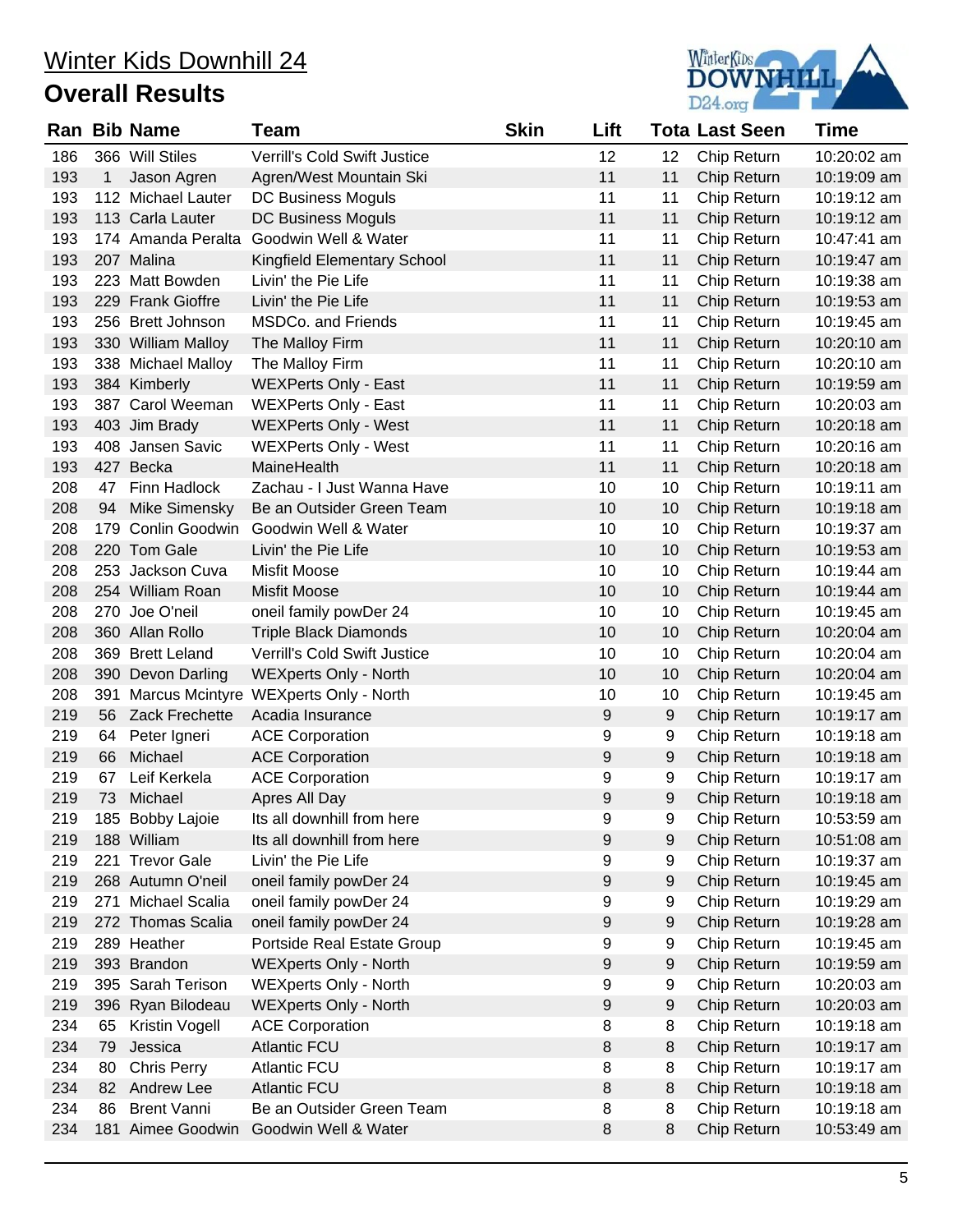# Winter Kids Downhill 24

## Overall Results

| Ran | Bib | Name | Team | Skin | Lift | Tota | Last Seen | Time |
|---|---|---|---|---|---|---|---|---|
| 186 | 366 | Will Stiles | Verrill's Cold Swift Justice | | 12 | 12 | Chip Return | 10:20:02 am |
| 193 | 1 | Jason Agren | Agren/West Mountain Ski | | 11 | 11 | Chip Return | 10:19:09 am |
| 193 | 112 | Michael Lauter | DC Business Moguls | | 11 | 11 | Chip Return | 10:19:12 am |
| 193 | 113 | Carla Lauter | DC Business Moguls | | 11 | 11 | Chip Return | 10:19:12 am |
| 193 | 174 | Amanda Peralta | Goodwin Well & Water | | 11 | 11 | Chip Return | 10:47:41 am |
| 193 | 207 | Malina | Kingfield Elementary School | | 11 | 11 | Chip Return | 10:19:47 am |
| 193 | 223 | Matt Bowden | Livin' the Pie Life | | 11 | 11 | Chip Return | 10:19:38 am |
| 193 | 229 | Frank Gioffre | Livin' the Pie Life | | 11 | 11 | Chip Return | 10:19:53 am |
| 193 | 256 | Brett Johnson | MSDCo. and Friends | | 11 | 11 | Chip Return | 10:19:45 am |
| 193 | 330 | William Malloy | The Malloy Firm | | 11 | 11 | Chip Return | 10:20:10 am |
| 193 | 338 | Michael Malloy | The Malloy Firm | | 11 | 11 | Chip Return | 10:20:10 am |
| 193 | 384 | Kimberly | WEXPerts Only - East | | 11 | 11 | Chip Return | 10:19:59 am |
| 193 | 387 | Carol Weeman | WEXPerts Only - East | | 11 | 11 | Chip Return | 10:20:03 am |
| 193 | 403 | Jim Brady | WEXPerts Only - West | | 11 | 11 | Chip Return | 10:20:18 am |
| 193 | 408 | Jansen Savic | WEXPerts Only - West | | 11 | 11 | Chip Return | 10:20:16 am |
| 193 | 427 | Becka | MaineHealth | | 11 | 11 | Chip Return | 10:20:18 am |
| 208 | 47 | Finn Hadlock | Zachau - I Just Wanna Have | | 10 | 10 | Chip Return | 10:19:11 am |
| 208 | 94 | Mike Simensky | Be an Outsider Green Team | | 10 | 10 | Chip Return | 10:19:18 am |
| 208 | 179 | Conlin Goodwin | Goodwin Well & Water | | 10 | 10 | Chip Return | 10:19:37 am |
| 208 | 220 | Tom Gale | Livin' the Pie Life | | 10 | 10 | Chip Return | 10:19:53 am |
| 208 | 253 | Jackson Cuva | Misfit Moose | | 10 | 10 | Chip Return | 10:19:44 am |
| 208 | 254 | William Roan | Misfit Moose | | 10 | 10 | Chip Return | 10:19:44 am |
| 208 | 270 | Joe O'neil | oneil family powDer 24 | | 10 | 10 | Chip Return | 10:19:45 am |
| 208 | 360 | Allan Rollo | Triple Black Diamonds | | 10 | 10 | Chip Return | 10:20:04 am |
| 208 | 369 | Brett Leland | Verrill's Cold Swift Justice | | 10 | 10 | Chip Return | 10:20:04 am |
| 208 | 390 | Devon Darling | WEXperts Only - North | | 10 | 10 | Chip Return | 10:20:04 am |
| 208 | 391 | Marcus Mcintyre | WEXperts Only - North | | 10 | 10 | Chip Return | 10:19:45 am |
| 219 | 56 | Zack Frechette | Acadia Insurance | | 9 | 9 | Chip Return | 10:19:17 am |
| 219 | 64 | Peter Igneri | ACE Corporation | | 9 | 9 | Chip Return | 10:19:18 am |
| 219 | 66 | Michael | ACE Corporation | | 9 | 9 | Chip Return | 10:19:18 am |
| 219 | 67 | Leif Kerkela | ACE Corporation | | 9 | 9 | Chip Return | 10:19:17 am |
| 219 | 73 | Michael | Apres All Day | | 9 | 9 | Chip Return | 10:19:18 am |
| 219 | 185 | Bobby Lajoie | Its all downhill from here | | 9 | 9 | Chip Return | 10:53:59 am |
| 219 | 188 | William | Its all downhill from here | | 9 | 9 | Chip Return | 10:51:08 am |
| 219 | 221 | Trevor Gale | Livin' the Pie Life | | 9 | 9 | Chip Return | 10:19:37 am |
| 219 | 268 | Autumn O'neil | oneil family powDer 24 | | 9 | 9 | Chip Return | 10:19:45 am |
| 219 | 271 | Michael Scalia | oneil family powDer 24 | | 9 | 9 | Chip Return | 10:19:29 am |
| 219 | 272 | Thomas Scalia | oneil family powDer 24 | | 9 | 9 | Chip Return | 10:19:28 am |
| 219 | 289 | Heather | Portside Real Estate Group | | 9 | 9 | Chip Return | 10:19:45 am |
| 219 | 393 | Brandon | WEXperts Only - North | | 9 | 9 | Chip Return | 10:19:59 am |
| 219 | 395 | Sarah Terison | WEXperts Only - North | | 9 | 9 | Chip Return | 10:20:03 am |
| 219 | 396 | Ryan Bilodeau | WEXperts Only - North | | 9 | 9 | Chip Return | 10:20:03 am |
| 234 | 65 | Kristin Vogell | ACE Corporation | | 8 | 8 | Chip Return | 10:19:18 am |
| 234 | 79 | Jessica | Atlantic FCU | | 8 | 8 | Chip Return | 10:19:17 am |
| 234 | 80 | Chris Perry | Atlantic FCU | | 8 | 8 | Chip Return | 10:19:17 am |
| 234 | 82 | Andrew Lee | Atlantic FCU | | 8 | 8 | Chip Return | 10:19:18 am |
| 234 | 86 | Brent Vanni | Be an Outsider Green Team | | 8 | 8 | Chip Return | 10:19:18 am |
| 234 | 181 | Aimee Goodwin | Goodwin Well & Water | | 8 | 8 | Chip Return | 10:53:49 am |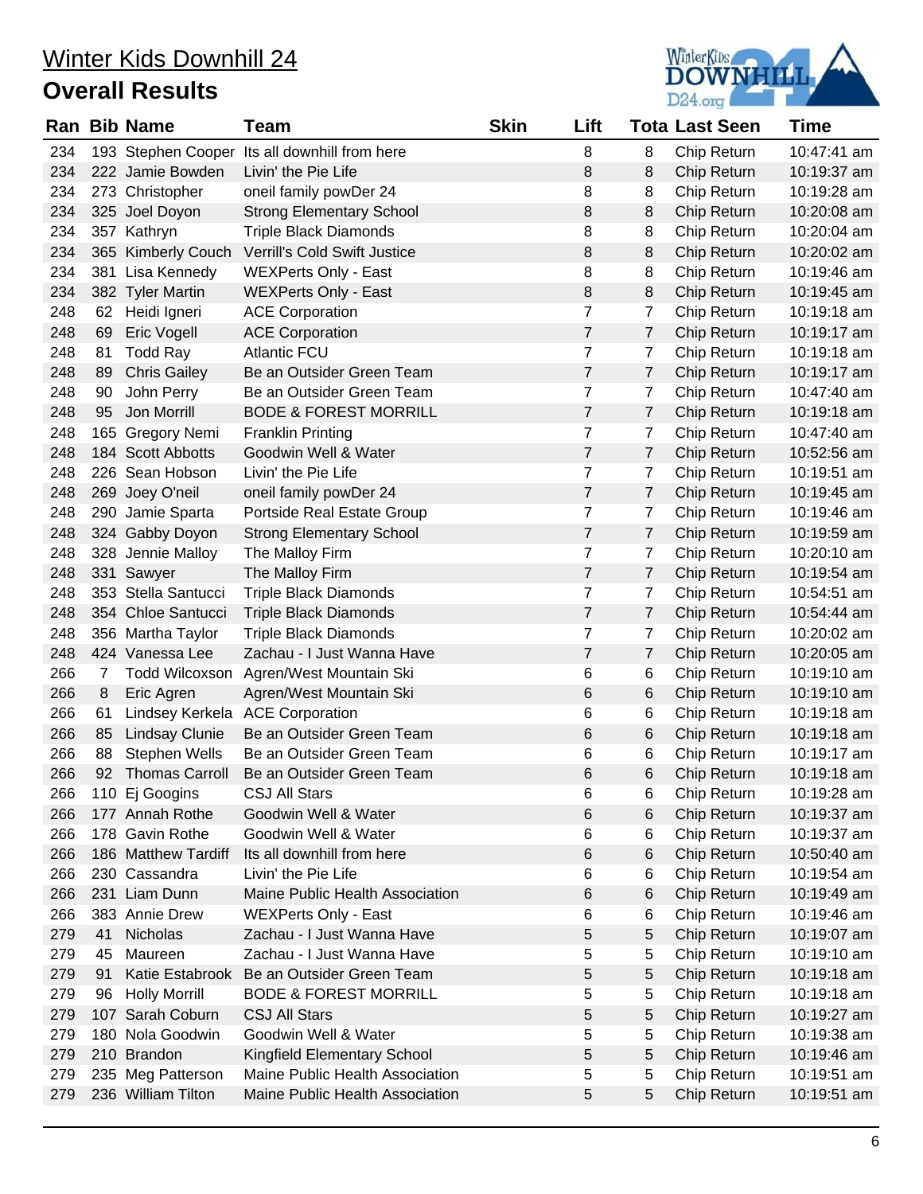# Winter Kids Downhill 24

## Overall Results

| Ran | Bib | Name | Team | Skin | Lift | Tota | Last Seen | Time |
|---|---|---|---|---|---|---|---|---|
| 234 | 193 | Stephen Cooper | Its all downhill from here | | 8 | 8 | Chip Return | 10:47:41 am |
| 234 | 222 | Jamie Bowden | Livin' the Pie Life | | 8 | 8 | Chip Return | 10:19:37 am |
| 234 | 273 | Christopher | oneil family powDer 24 | | 8 | 8 | Chip Return | 10:19:28 am |
| 234 | 325 | Joel Doyon | Strong Elementary School | | 8 | 8 | Chip Return | 10:20:08 am |
| 234 | 357 | Kathryn | Triple Black Diamonds | | 8 | 8 | Chip Return | 10:20:04 am |
| 234 | 365 | Kimberly Couch | Verrill's Cold Swift Justice | | 8 | 8 | Chip Return | 10:20:02 am |
| 234 | 381 | Lisa Kennedy | WEXPerts Only - East | | 8 | 8 | Chip Return | 10:19:46 am |
| 234 | 382 | Tyler Martin | WEXPerts Only - East | | 8 | 8 | Chip Return | 10:19:45 am |
| 248 | 62 | Heidi Igneri | ACE Corporation | | 7 | 7 | Chip Return | 10:19:18 am |
| 248 | 69 | Eric Vogell | ACE Corporation | | 7 | 7 | Chip Return | 10:19:17 am |
| 248 | 81 | Todd Ray | Atlantic FCU | | 7 | 7 | Chip Return | 10:19:18 am |
| 248 | 89 | Chris Gailey | Be an Outsider Green Team | | 7 | 7 | Chip Return | 10:19:17 am |
| 248 | 90 | John Perry | Be an Outsider Green Team | | 7 | 7 | Chip Return | 10:47:40 am |
| 248 | 95 | Jon Morrill | BODE & FOREST MORRILL | | 7 | 7 | Chip Return | 10:19:18 am |
| 248 | 165 | Gregory Nemi | Franklin Printing | | 7 | 7 | Chip Return | 10:47:40 am |
| 248 | 184 | Scott Abbotts | Goodwin Well & Water | | 7 | 7 | Chip Return | 10:52:56 am |
| 248 | 226 | Sean Hobson | Livin' the Pie Life | | 7 | 7 | Chip Return | 10:19:51 am |
| 248 | 269 | Joey O'neil | oneil family powDer 24 | | 7 | 7 | Chip Return | 10:19:45 am |
| 248 | 290 | Jamie Sparta | Portside Real Estate Group | | 7 | 7 | Chip Return | 10:19:46 am |
| 248 | 324 | Gabby Doyon | Strong Elementary School | | 7 | 7 | Chip Return | 10:19:59 am |
| 248 | 328 | Jennie Malloy | The Malloy Firm | | 7 | 7 | Chip Return | 10:20:10 am |
| 248 | 331 | Sawyer | The Malloy Firm | | 7 | 7 | Chip Return | 10:19:54 am |
| 248 | 353 | Stella Santucci | Triple Black Diamonds | | 7 | 7 | Chip Return | 10:54:51 am |
| 248 | 354 | Chloe Santucci | Triple Black Diamonds | | 7 | 7 | Chip Return | 10:54:44 am |
| 248 | 356 | Martha Taylor | Triple Black Diamonds | | 7 | 7 | Chip Return | 10:20:02 am |
| 248 | 424 | Vanessa Lee | Zachau - I Just Wanna Have | | 7 | 7 | Chip Return | 10:20:05 am |
| 266 | 7 | Todd Wilcoxson | Agren/West Mountain Ski | | 6 | 6 | Chip Return | 10:19:10 am |
| 266 | 8 | Eric Agren | Agren/West Mountain Ski | | 6 | 6 | Chip Return | 10:19:10 am |
| 266 | 61 | Lindsey Kerkela | ACE Corporation | | 6 | 6 | Chip Return | 10:19:18 am |
| 266 | 85 | Lindsay Clunie | Be an Outsider Green Team | | 6 | 6 | Chip Return | 10:19:18 am |
| 266 | 88 | Stephen Wells | Be an Outsider Green Team | | 6 | 6 | Chip Return | 10:19:17 am |
| 266 | 92 | Thomas Carroll | Be an Outsider Green Team | | 6 | 6 | Chip Return | 10:19:18 am |
| 266 | 110 | Ej Googins | CSJ All Stars | | 6 | 6 | Chip Return | 10:19:28 am |
| 266 | 177 | Annah Rothe | Goodwin Well & Water | | 6 | 6 | Chip Return | 10:19:37 am |
| 266 | 178 | Gavin Rothe | Goodwin Well & Water | | 6 | 6 | Chip Return | 10:19:37 am |
| 266 | 186 | Matthew Tardiff | Its all downhill from here | | 6 | 6 | Chip Return | 10:50:40 am |
| 266 | 230 | Cassandra | Livin' the Pie Life | | 6 | 6 | Chip Return | 10:19:54 am |
| 266 | 231 | Liam Dunn | Maine Public Health Association | | 6 | 6 | Chip Return | 10:19:49 am |
| 266 | 383 | Annie Drew | WEXPerts Only - East | | 6 | 6 | Chip Return | 10:19:46 am |
| 279 | 41 | Nicholas | Zachau - I Just Wanna Have | | 5 | 5 | Chip Return | 10:19:07 am |
| 279 | 45 | Maureen | Zachau - I Just Wanna Have | | 5 | 5 | Chip Return | 10:19:10 am |
| 279 | 91 | Katie Estabrook | Be an Outsider Green Team | | 5 | 5 | Chip Return | 10:19:18 am |
| 279 | 96 | Holly Morrill | BODE & FOREST MORRILL | | 5 | 5 | Chip Return | 10:19:18 am |
| 279 | 107 | Sarah Coburn | CSJ All Stars | | 5 | 5 | Chip Return | 10:19:27 am |
| 279 | 180 | Nola Goodwin | Goodwin Well & Water | | 5 | 5 | Chip Return | 10:19:38 am |
| 279 | 210 | Brandon | Kingfield Elementary School | | 5 | 5 | Chip Return | 10:19:46 am |
| 279 | 235 | Meg Patterson | Maine Public Health Association | | 5 | 5 | Chip Return | 10:19:51 am |
| 279 | 236 | William Tilton | Maine Public Health Association | | 5 | 5 | Chip Return | 10:19:51 am |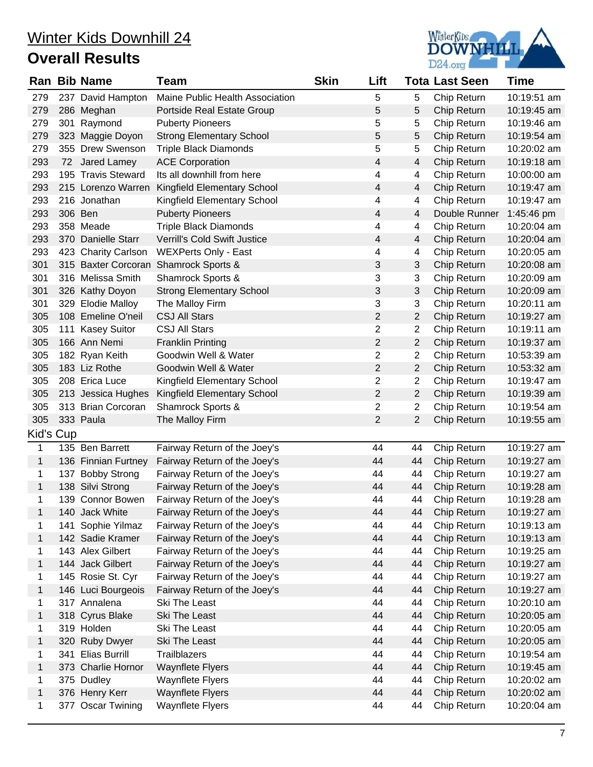# Winter Kids Downhill 24

## Overall Results

| Ran | Bib | Name | Team | Skin | Lift | Tota | Last Seen | Time |
|---|---|---|---|---|---|---|---|---|
| 279 | 237 | David Hampton | Maine Public Health Association | | 5 | 5 | Chip Return | 10:19:51 am |
| 279 | 286 | Meghan | Portside Real Estate Group | | 5 | 5 | Chip Return | 10:19:45 am |
| 279 | 301 | Raymond | Puberty Pioneers | | 5 | 5 | Chip Return | 10:19:46 am |
| 279 | 323 | Maggie Doyon | Strong Elementary School | | 5 | 5 | Chip Return | 10:19:54 am |
| 279 | 355 | Drew Swenson | Triple Black Diamonds | | 5 | 5 | Chip Return | 10:20:02 am |
| 293 | 72 | Jared Lamey | ACE Corporation | | 4 | 4 | Chip Return | 10:19:18 am |
| 293 | 195 | Travis Steward | Its all downhill from here | | 4 | 4 | Chip Return | 10:00:00 am |
| 293 | 215 | Lorenzo Warren | Kingfield Elementary School | | 4 | 4 | Chip Return | 10:19:47 am |
| 293 | 216 | Jonathan | Kingfield Elementary School | | 4 | 4 | Chip Return | 10:19:47 am |
| 293 | 306 | Ben | Puberty Pioneers | | 4 | 4 | Double Runner | 1:45:46 pm |
| 293 | 358 | Meade | Triple Black Diamonds | | 4 | 4 | Chip Return | 10:20:04 am |
| 293 | 370 | Danielle Starr | Verrill's Cold Swift Justice | | 4 | 4 | Chip Return | 10:20:04 am |
| 293 | 423 | Charity Carlson | WEXPerts Only - East | | 4 | 4 | Chip Return | 10:20:05 am |
| 301 | 315 | Baxter Corcoran | Shamrock Sports & | | 3 | 3 | Chip Return | 10:20:08 am |
| 301 | 316 | Melissa Smith | Shamrock Sports & | | 3 | 3 | Chip Return | 10:20:09 am |
| 301 | 326 | Kathy Doyon | Strong Elementary School | | 3 | 3 | Chip Return | 10:20:09 am |
| 301 | 329 | Elodie Malloy | The Malloy Firm | | 3 | 3 | Chip Return | 10:20:11 am |
| 305 | 108 | Emeline O'neil | CSJ All Stars | | 2 | 2 | Chip Return | 10:19:27 am |
| 305 | 111 | Kasey Suitor | CSJ All Stars | | 2 | 2 | Chip Return | 10:19:11 am |
| 305 | 166 | Ann Nemi | Franklin Printing | | 2 | 2 | Chip Return | 10:19:37 am |
| 305 | 182 | Ryan Keith | Goodwin Well & Water | | 2 | 2 | Chip Return | 10:53:39 am |
| 305 | 183 | Liz Rothe | Goodwin Well & Water | | 2 | 2 | Chip Return | 10:53:32 am |
| 305 | 208 | Erica Luce | Kingfield Elementary School | | 2 | 2 | Chip Return | 10:19:47 am |
| 305 | 213 | Jessica Hughes | Kingfield Elementary School | | 2 | 2 | Chip Return | 10:19:39 am |
| 305 | 313 | Brian Corcoran | Shamrock Sports & | | 2 | 2 | Chip Return | 10:19:54 am |
| 305 | 333 | Paula | The Malloy Firm | | 2 | 2 | Chip Return | 10:19:55 am |

### Kid's Cup

| Ran | Bib | Name | Team | Skin | Lift | Tota | Last Seen | Time |
|---|---|---|---|---|---|---|---|---|
| 1 | 135 | Ben Barrett | Fairway Return of the Joey's | | 44 | 44 | Chip Return | 10:19:27 am |
| 1 | 136 | Finnian Furtney | Fairway Return of the Joey's | | 44 | 44 | Chip Return | 10:19:27 am |
| 1 | 137 | Bobby Strong | Fairway Return of the Joey's | | 44 | 44 | Chip Return | 10:19:27 am |
| 1 | 138 | Silvi Strong | Fairway Return of the Joey's | | 44 | 44 | Chip Return | 10:19:28 am |
| 1 | 139 | Connor Bowen | Fairway Return of the Joey's | | 44 | 44 | Chip Return | 10:19:28 am |
| 1 | 140 | Jack White | Fairway Return of the Joey's | | 44 | 44 | Chip Return | 10:19:27 am |
| 1 | 141 | Sophie Yilmaz | Fairway Return of the Joey's | | 44 | 44 | Chip Return | 10:19:13 am |
| 1 | 142 | Sadie Kramer | Fairway Return of the Joey's | | 44 | 44 | Chip Return | 10:19:13 am |
| 1 | 143 | Alex Gilbert | Fairway Return of the Joey's | | 44 | 44 | Chip Return | 10:19:25 am |
| 1 | 144 | Jack Gilbert | Fairway Return of the Joey's | | 44 | 44 | Chip Return | 10:19:27 am |
| 1 | 145 | Rosie St. Cyr | Fairway Return of the Joey's | | 44 | 44 | Chip Return | 10:19:27 am |
| 1 | 146 | Luci Bourgeois | Fairway Return of the Joey's | | 44 | 44 | Chip Return | 10:19:27 am |
| 1 | 317 | Annalena | Ski The Least | | 44 | 44 | Chip Return | 10:20:10 am |
| 1 | 318 | Cyrus Blake | Ski The Least | | 44 | 44 | Chip Return | 10:20:05 am |
| 1 | 319 | Holden | Ski The Least | | 44 | 44 | Chip Return | 10:20:05 am |
| 1 | 320 | Ruby Dwyer | Ski The Least | | 44 | 44 | Chip Return | 10:20:05 am |
| 1 | 341 | Elias Burrill | Trailblazers | | 44 | 44 | Chip Return | 10:19:54 am |
| 1 | 373 | Charlie Hornor | Waynflete Flyers | | 44 | 44 | Chip Return | 10:19:45 am |
| 1 | 375 | Dudley | Waynflete Flyers | | 44 | 44 | Chip Return | 10:20:02 am |
| 1 | 376 | Henry Kerr | Waynflete Flyers | | 44 | 44 | Chip Return | 10:20:02 am |
| 1 | 377 | Oscar Twining | Waynflete Flyers | | 44 | 44 | Chip Return | 10:20:04 am |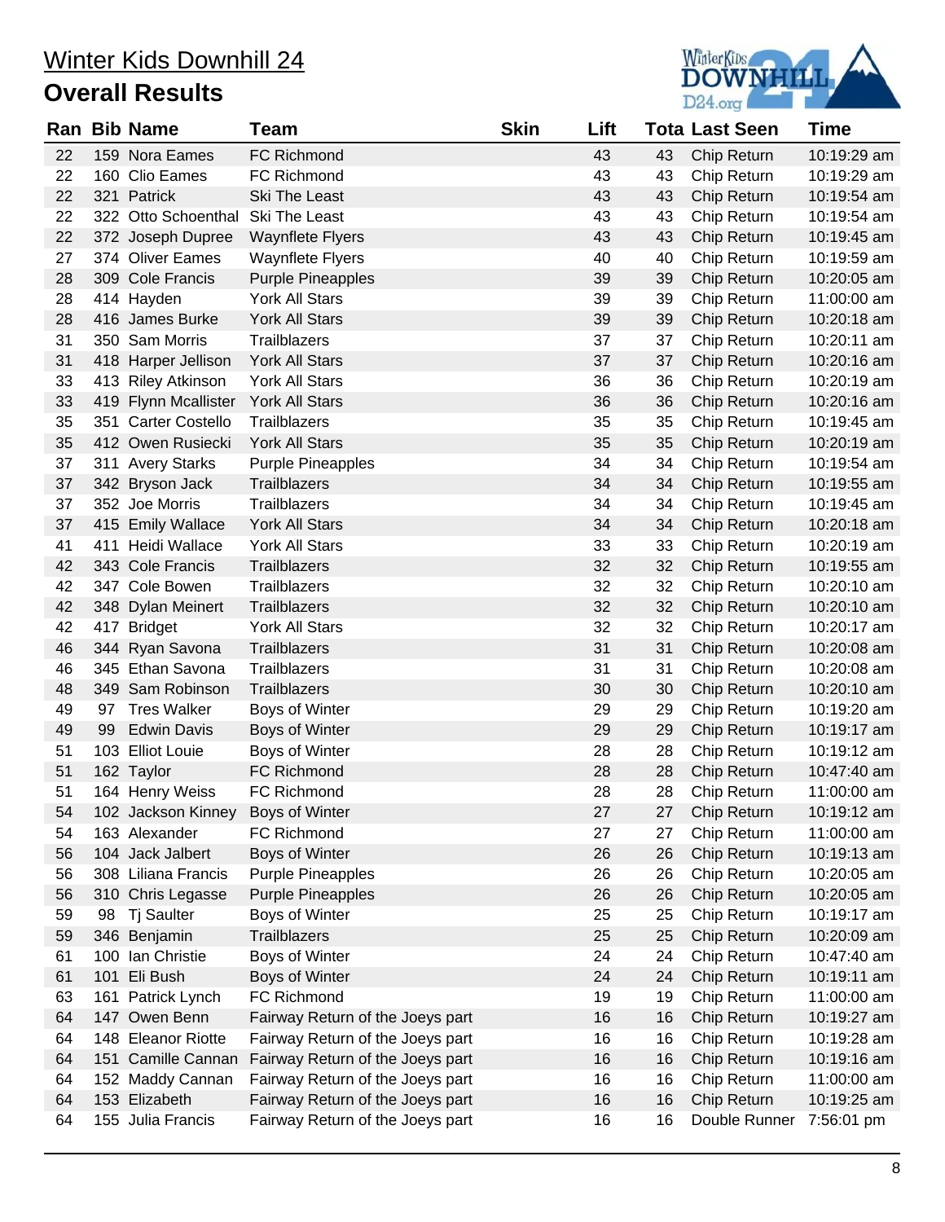# Winter Kids Downhill 24

## Overall Results

| Ran | Bib | Name | Team | Skin | Lift | Tota | Last Seen | Time |
|---|---|---|---|---|---|---|---|---|
| 22 | 159 | Nora Eames | FC Richmond | | 43 | 43 | Chip Return | 10:19:29 am |
| 22 | 160 | Clio Eames | FC Richmond | | 43 | 43 | Chip Return | 10:19:29 am |
| 22 | 321 | Patrick | Ski The Least | | 43 | 43 | Chip Return | 10:19:54 am |
| 22 | 322 | Otto Schoenthal | Ski The Least | | 43 | 43 | Chip Return | 10:19:54 am |
| 22 | 372 | Joseph Dupree | Waynflete Flyers | | 43 | 43 | Chip Return | 10:19:45 am |
| 27 | 374 | Oliver Eames | Waynflete Flyers | | 40 | 40 | Chip Return | 10:19:59 am |
| 28 | 309 | Cole Francis | Purple Pineapples | | 39 | 39 | Chip Return | 10:20:05 am |
| 28 | 414 | Hayden | York All Stars | | 39 | 39 | Chip Return | 11:00:00 am |
| 28 | 416 | James Burke | York All Stars | | 39 | 39 | Chip Return | 10:20:18 am |
| 31 | 350 | Sam Morris | Trailblazers | | 37 | 37 | Chip Return | 10:20:11 am |
| 31 | 418 | Harper Jellison | York All Stars | | 37 | 37 | Chip Return | 10:20:16 am |
| 33 | 413 | Riley Atkinson | York All Stars | | 36 | 36 | Chip Return | 10:20:19 am |
| 33 | 419 | Flynn Mcallister | York All Stars | | 36 | 36 | Chip Return | 10:20:16 am |
| 35 | 351 | Carter Costello | Trailblazers | | 35 | 35 | Chip Return | 10:19:45 am |
| 35 | 412 | Owen Rusiecki | York All Stars | | 35 | 35 | Chip Return | 10:20:19 am |
| 37 | 311 | Avery Starks | Purple Pineapples | | 34 | 34 | Chip Return | 10:19:54 am |
| 37 | 342 | Bryson Jack | Trailblazers | | 34 | 34 | Chip Return | 10:19:55 am |
| 37 | 352 | Joe Morris | Trailblazers | | 34 | 34 | Chip Return | 10:19:45 am |
| 37 | 415 | Emily Wallace | York All Stars | | 34 | 34 | Chip Return | 10:20:18 am |
| 41 | 411 | Heidi Wallace | York All Stars | | 33 | 33 | Chip Return | 10:20:19 am |
| 42 | 343 | Cole Francis | Trailblazers | | 32 | 32 | Chip Return | 10:19:55 am |
| 42 | 347 | Cole Bowen | Trailblazers | | 32 | 32 | Chip Return | 10:20:10 am |
| 42 | 348 | Dylan Meinert | Trailblazers | | 32 | 32 | Chip Return | 10:20:10 am |
| 42 | 417 | Bridget | York All Stars | | 32 | 32 | Chip Return | 10:20:17 am |
| 46 | 344 | Ryan Savona | Trailblazers | | 31 | 31 | Chip Return | 10:20:08 am |
| 46 | 345 | Ethan Savona | Trailblazers | | 31 | 31 | Chip Return | 10:20:08 am |
| 48 | 349 | Sam Robinson | Trailblazers | | 30 | 30 | Chip Return | 10:20:10 am |
| 49 | 97 | Tres Walker | Boys of Winter | | 29 | 29 | Chip Return | 10:19:20 am |
| 49 | 99 | Edwin Davis | Boys of Winter | | 29 | 29 | Chip Return | 10:19:17 am |
| 51 | 103 | Elliot Louie | Boys of Winter | | 28 | 28 | Chip Return | 10:19:12 am |
| 51 | 162 | Taylor | FC Richmond | | 28 | 28 | Chip Return | 10:47:40 am |
| 51 | 164 | Henry Weiss | FC Richmond | | 28 | 28 | Chip Return | 11:00:00 am |
| 54 | 102 | Jackson Kinney | Boys of Winter | | 27 | 27 | Chip Return | 10:19:12 am |
| 54 | 163 | Alexander | FC Richmond | | 27 | 27 | Chip Return | 11:00:00 am |
| 56 | 104 | Jack Jalbert | Boys of Winter | | 26 | 26 | Chip Return | 10:19:13 am |
| 56 | 308 | Liliana Francis | Purple Pineapples | | 26 | 26 | Chip Return | 10:20:05 am |
| 56 | 310 | Chris Legasse | Purple Pineapples | | 26 | 26 | Chip Return | 10:20:05 am |
| 59 | 98 | Tj Saulter | Boys of Winter | | 25 | 25 | Chip Return | 10:19:17 am |
| 59 | 346 | Benjamin | Trailblazers | | 25 | 25 | Chip Return | 10:20:09 am |
| 61 | 100 | Ian Christie | Boys of Winter | | 24 | 24 | Chip Return | 10:47:40 am |
| 61 | 101 | Eli Bush | Boys of Winter | | 24 | 24 | Chip Return | 10:19:11 am |
| 63 | 161 | Patrick Lynch | FC Richmond | | 19 | 19 | Chip Return | 11:00:00 am |
| 64 | 147 | Owen Benn | Fairway Return of the Joeys part | | 16 | 16 | Chip Return | 10:19:27 am |
| 64 | 148 | Eleanor Riotte | Fairway Return of the Joeys part | | 16 | 16 | Chip Return | 10:19:28 am |
| 64 | 151 | Camille Cannan | Fairway Return of the Joeys part | | 16 | 16 | Chip Return | 10:19:16 am |
| 64 | 152 | Maddy Cannan | Fairway Return of the Joeys part | | 16 | 16 | Chip Return | 11:00:00 am |
| 64 | 153 | Elizabeth | Fairway Return of the Joeys part | | 16 | 16 | Chip Return | 10:19:25 am |
| 64 | 155 | Julia Francis | Fairway Return of the Joeys part | | 16 | 16 | Double Runner | 7:56:01 pm |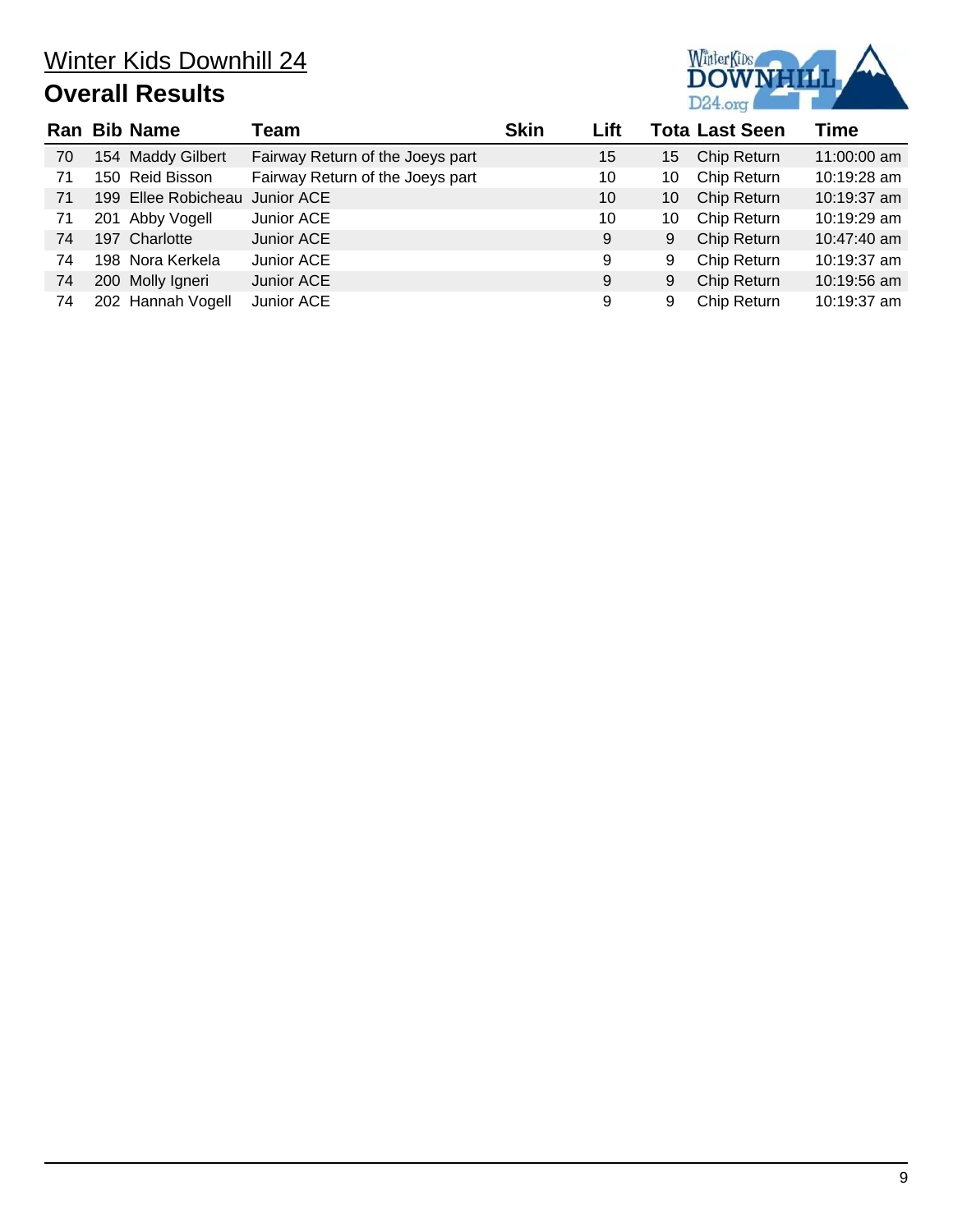# Winter Kids Downhill 24

## Overall Results

| Ran | Bib | Name | Team | Skin | Lift | Tota | Last Seen | Time |
|---|---|---|---|---|---|---|---|---|
| 70 | 154 | Maddy Gilbert | Fairway Return of the Joeys part | | 15 | 15 | Chip Return | 11:00:00 am |
| 71 | 150 | Reid Bisson | Fairway Return of the Joeys part | | 10 | 10 | Chip Return | 10:19:28 am |
| 71 | 199 | Ellee Robicheau | Junior ACE | | 10 | 10 | Chip Return | 10:19:37 am |
| 71 | 201 | Abby Vogell | Junior ACE | | 10 | 10 | Chip Return | 10:19:29 am |
| 74 | 197 | Charlotte | Junior ACE | | 9 | 9 | Chip Return | 10:47:40 am |
| 74 | 198 | Nora Kerkela | Junior ACE | | 9 | 9 | Chip Return | 10:19:37 am |
| 74 | 200 | Molly Igneri | Junior ACE | | 9 | 9 | Chip Return | 10:19:56 am |
| 74 | 202 | Hannah Vogell | Junior ACE | | 9 | 9 | Chip Return | 10:19:37 am |